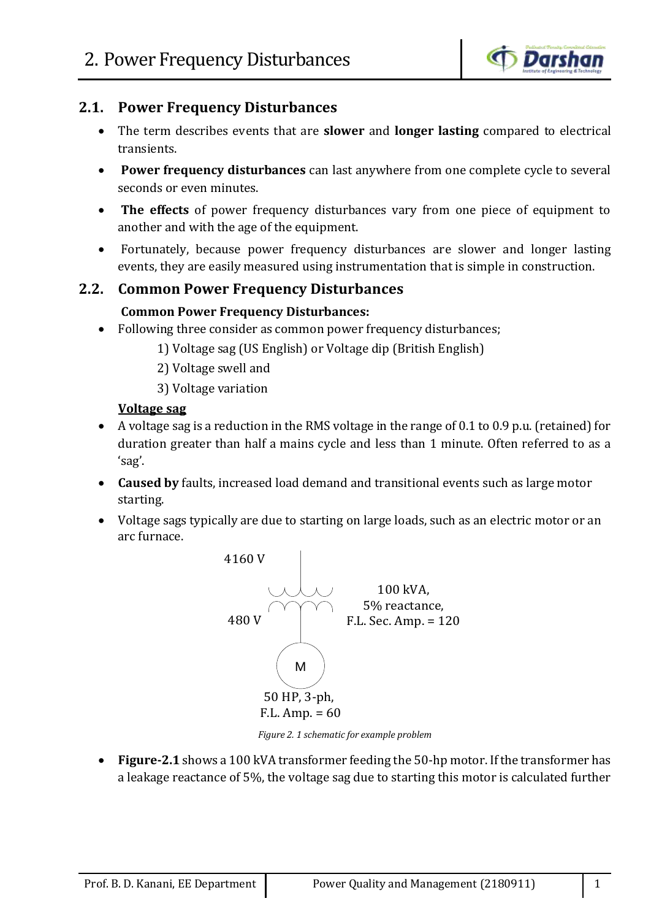## 2.1. Power Frequency Disturbances

- The term describes events that are **slower** and **longer lasting** compared to electrical transients.
- **Power frequency disturbances** can last anywhere from one complete cycle to several seconds or even minutes.
- **The effects** of power frequency disturbances vary from one piece of equipment to another and with the age of the equipment.
- Fortunately, because power frequency disturbances are slower and longer lasting events, they are easily measured using instrumentation that is simple in construction.

## 2.2. Common Power Frequency Disturbances

**Common Power Frequency Disturbances:**

- Following three consider as common power frequency disturbances;
  1) Voltage sag (US English) or Voltage dip (British English)
  2) Voltage swell and
  3) Voltage variation

**Voltage sag**

- A voltage sag is a reduction in the RMS voltage in the range of 0.1 to 0.9 p.u. (retained) for duration greater than half a mains cycle and less than 1 minute. Often referred to as a 'sag'.
- **Caused by** faults, increased load demand and transitional events such as large motor starting.
- Voltage sags typically are due to starting on large loads, such as an electric motor or an arc furnace.

4160 V

480 V

100 kVA,
5% reactance,
F.L. Sec. Amp. = 120

M

50 HP, 3-ph,
F.L. Amp. = 60

*Figure 2. 1 schematic for example problem*

- **Figure-2.1** shows a 100 kVA transformer feeding the 50-hp motor. If the transformer has a leakage reactance of 5%, the voltage sag due to starting this motor is calculated further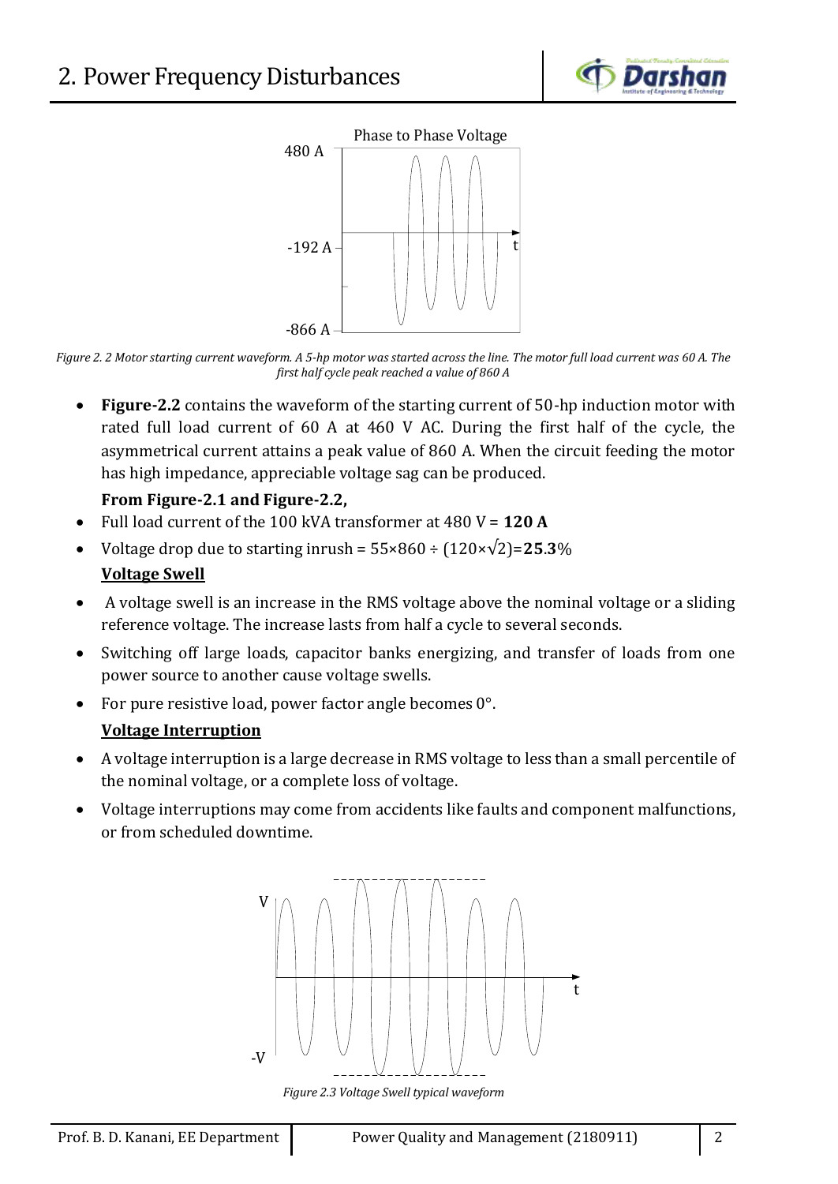*Figure 2. 2 Motor starting current waveform. A 5-hp motor was started across the line. The motor full load current was 60 A. The first half cycle peak reached a value of 860 A*

- **Figure-2.2** contains the waveform of the starting current of 50-hp induction motor with rated full load current of 60 A at 460 V AC. During the first half of the cycle, the asymmetrical current attains a peak value of 860 A. When the circuit feeding the motor has high impedance, appreciable voltage sag can be produced.

  **From Figure-2.1 and Figure-2.2,**

- Full load current of the 100 kVA transformer at 480 V = **120 A**
- Voltage drop due to starting inrush = 55×860 ÷ (120×√2)=**25.3**%

  **Voltage Swell**

- A voltage swell is an increase in the RMS voltage above the nominal voltage or a sliding reference voltage. The increase lasts from half a cycle to several seconds.
- Switching off large loads, capacitor banks energizing, and transfer of loads from one power source to another cause voltage swells.
- For pure resistive load, power factor angle becomes 0°.

  **Voltage Interruption**

- A voltage interruption is a large decrease in RMS voltage to less than a small percentile of the nominal voltage, or a complete loss of voltage.
- Voltage interruptions may come from accidents like faults and component malfunctions, or from scheduled downtime.

*Figure 2.3 Voltage Swell typical waveform*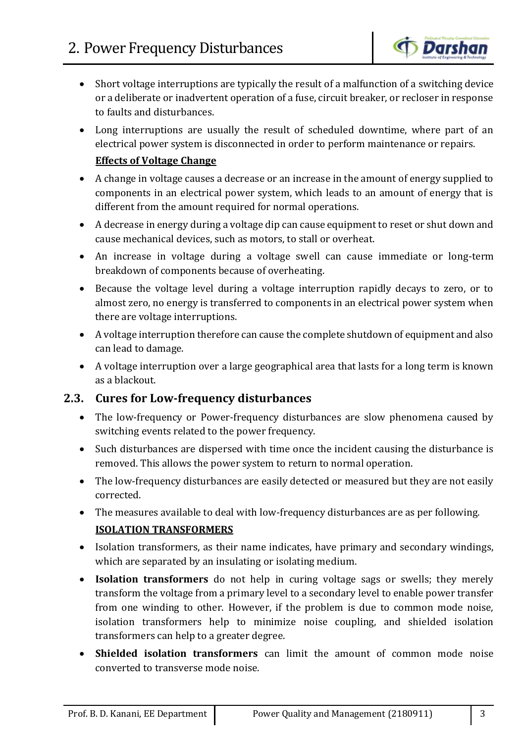- Short voltage interruptions are typically the result of a malfunction of a switching device or a deliberate or inadvertent operation of a fuse, circuit breaker, or recloser in response to faults and disturbances.
- Long interruptions are usually the result of scheduled downtime, where part of an electrical power system is disconnected in order to perform maintenance or repairs.

**Effects of Voltage Change**

- A change in voltage causes a decrease or an increase in the amount of energy supplied to components in an electrical power system, which leads to an amount of energy that is different from the amount required for normal operations.
- A decrease in energy during a voltage dip can cause equipment to reset or shut down and cause mechanical devices, such as motors, to stall or overheat.
- An increase in voltage during a voltage swell can cause immediate or long-term breakdown of components because of overheating.
- Because the voltage level during a voltage interruption rapidly decays to zero, or to almost zero, no energy is transferred to components in an electrical power system when there are voltage interruptions.
- A voltage interruption therefore can cause the complete shutdown of equipment and also can lead to damage.
- A voltage interruption over a large geographical area that lasts for a long term is known as a blackout.

## 2.3. Cures for Low-frequency disturbances

- The low-frequency or Power-frequency disturbances are slow phenomena caused by switching events related to the power frequency.
- Such disturbances are dispersed with time once the incident causing the disturbance is removed. This allows the power system to return to normal operation.
- The low-frequency disturbances are easily detected or measured but they are not easily corrected.
- The measures available to deal with low-frequency disturbances are as per following.

**ISOLATION TRANSFORMERS**

- Isolation transformers, as their name indicates, have primary and secondary windings, which are separated by an insulating or isolating medium.
- **Isolation transformers** do not help in curing voltage sags or swells; they merely transform the voltage from a primary level to a secondary level to enable power transfer from one winding to other. However, if the problem is due to common mode noise, isolation transformers help to minimize noise coupling, and shielded isolation transformers can help to a greater degree.
- **Shielded isolation transformers** can limit the amount of common mode noise converted to transverse mode noise.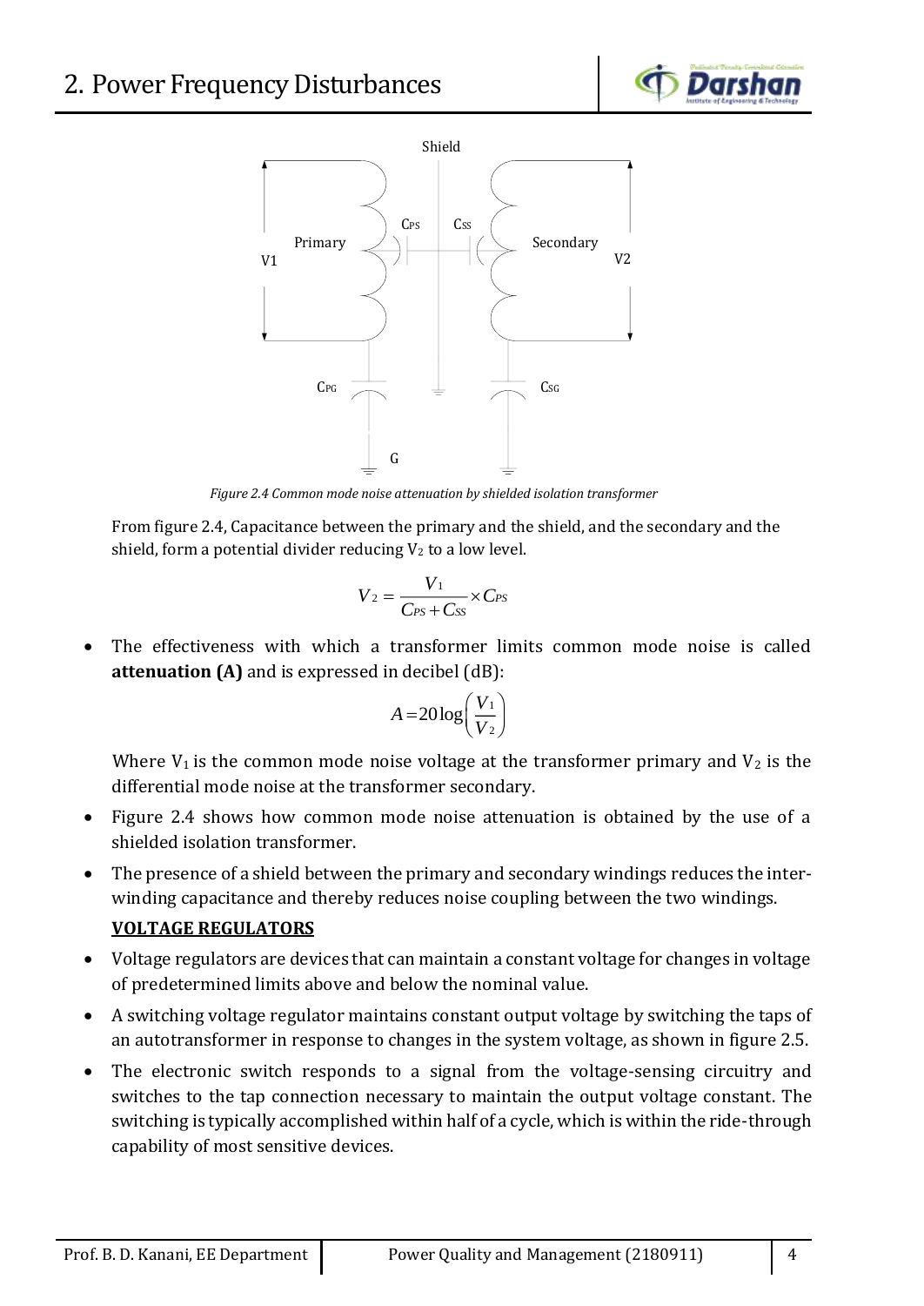*Figure 2.4 Common mode noise attenuation by shielded isolation transformer*

From figure 2.4, Capacitance between the primary and the shield, and the secondary and the shield, form a potential divider reducing $V_2$ to a low level.

$$V_2 = \frac{V_1}{C_{PS} + C_{SS}} \times C_{PS}$$

- The effectiveness with which a transformer limits common mode noise is called **attenuation (A)** and is expressed in decibel (dB):

$$A = 20\log\left(\frac{V_1}{V_2}\right)$$

Where $V_1$ is the common mode noise voltage at the transformer primary and $V_2$ is the differential mode noise at the transformer secondary.

- Figure 2.4 shows how common mode noise attenuation is obtained by the use of a shielded isolation transformer.
- The presence of a shield between the primary and secondary windings reduces the inter-winding capacitance and thereby reduces noise coupling between the two windings.

**VOLTAGE REGULATORS**

- Voltage regulators are devices that can maintain a constant voltage for changes in voltage of predetermined limits above and below the nominal value.
- A switching voltage regulator maintains constant output voltage by switching the taps of an autotransformer in response to changes in the system voltage, as shown in figure 2.5.
- The electronic switch responds to a signal from the voltage-sensing circuitry and switches to the tap connection necessary to maintain the output voltage constant. The switching is typically accomplished within half of a cycle, which is within the ride-through capability of most sensitive devices.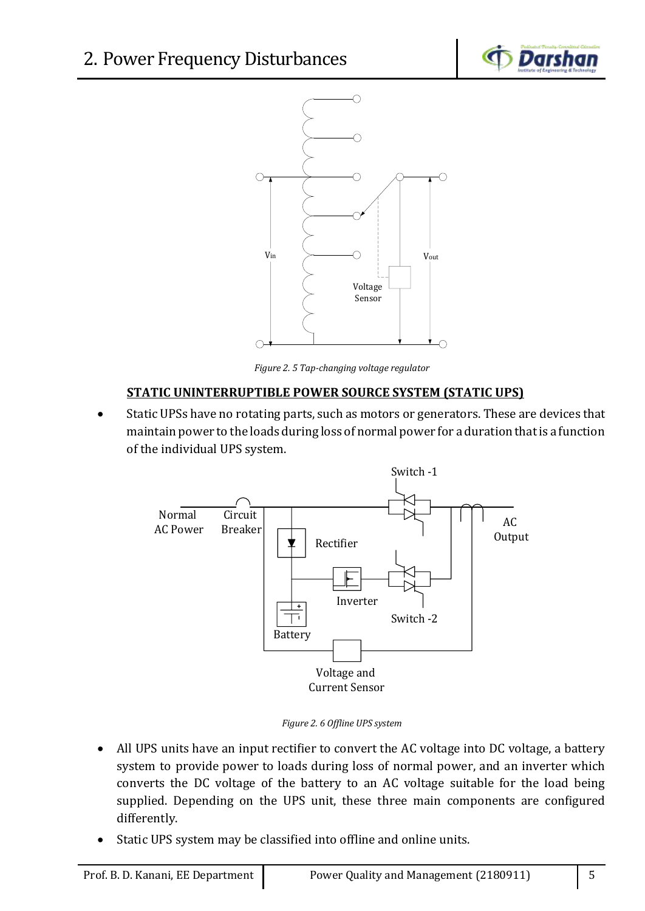Figure 2. 5 Tap-changing voltage regulator

### STATIC UNINTERRUPTIBLE POWER SOURCE SYSTEM (STATIC UPS)

- Static UPSs have no rotating parts, such as motors or generators. These are devices that maintain power to the loads during loss of normal power for a duration that is a function of the individual UPS system.

Figure 2. 6 Offline UPS system

- All UPS units have an input rectifier to convert the AC voltage into DC voltage, a battery system to provide power to loads during loss of normal power, and an inverter which converts the DC voltage of the battery to an AC voltage suitable for the load being supplied. Depending on the UPS unit, these three main components are configured differently.
- Static UPS system may be classified into offline and online units.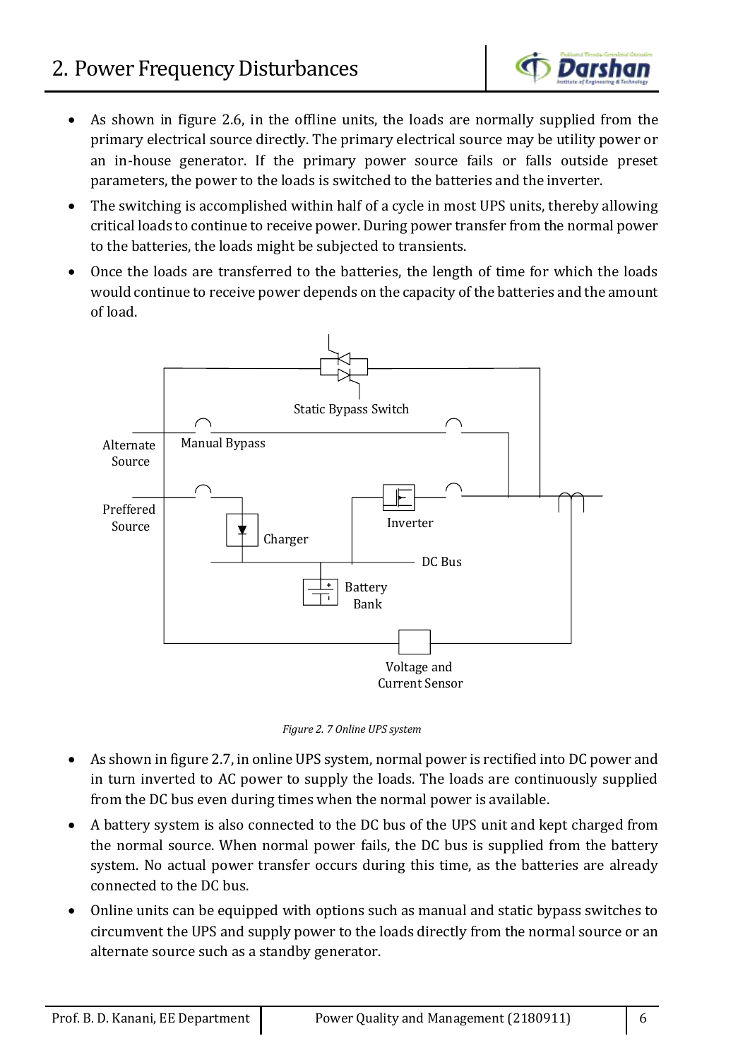- As shown in figure 2.6, in the offline units, the loads are normally supplied from the primary electrical source directly. The primary electrical source may be utility power or an in-house generator. If the primary power source fails or falls outside preset parameters, the power to the loads is switched to the batteries and the inverter.
- The switching is accomplished within half of a cycle in most UPS units, thereby allowing critical loads to continue to receive power. During power transfer from the normal power to the batteries, the loads might be subjected to transients.
- Once the loads are transferred to the batteries, the length of time for which the loads would continue to receive power depends on the capacity of the batteries and the amount of load.

*Figure 2. 7 Online UPS system*

- As shown in figure 2.7, in online UPS system, normal power is rectified into DC power and in turn inverted to AC power to supply the loads. The loads are continuously supplied from the DC bus even during times when the normal power is available.
- A battery system is also connected to the DC bus of the UPS unit and kept charged from the normal source. When normal power fails, the DC bus is supplied from the battery system. No actual power transfer occurs during this time, as the batteries are already connected to the DC bus.
- Online units can be equipped with options such as manual and static bypass switches to circumvent the UPS and supply power to the loads directly from the normal source or an alternate source such as a standby generator.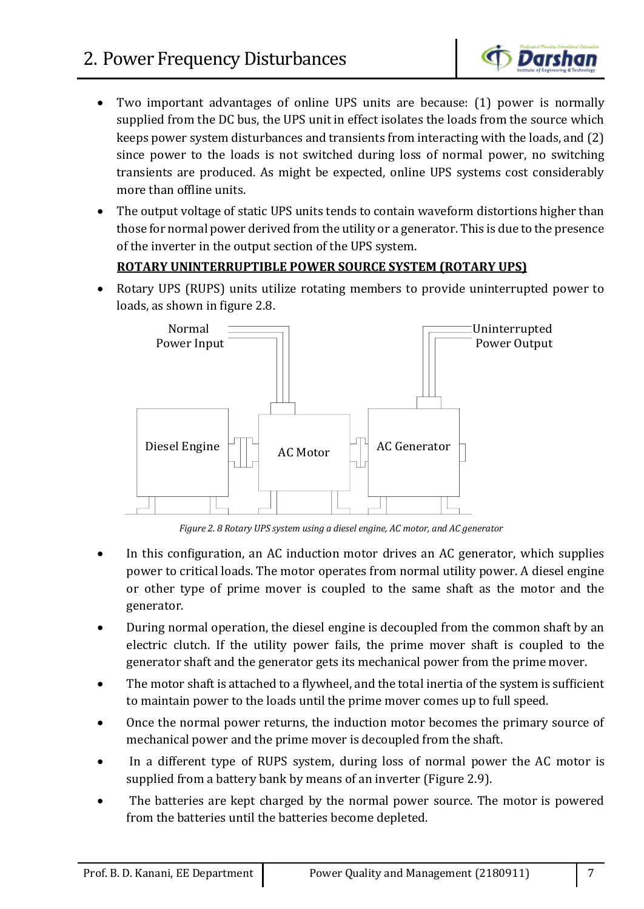- Two important advantages of online UPS units are because: (1) power is normally supplied from the DC bus, the UPS unit in effect isolates the loads from the source which keeps power system disturbances and transients from interacting with the loads, and (2) since power to the loads is not switched during loss of normal power, no switching transients are produced. As might be expected, online UPS systems cost considerably more than offline units.
- The output voltage of static UPS units tends to contain waveform distortions higher than those for normal power derived from the utility or a generator. This is due to the presence of the inverter in the output section of the UPS system.

**ROTARY UNINTERRUPTIBLE POWER SOURCE SYSTEM (ROTARY UPS)**

- Rotary UPS (RUPS) units utilize rotating members to provide uninterrupted power to loads, as shown in figure 2.8.

*Figure 2. 8 Rotary UPS system using a diesel engine, AC motor, and AC generator*

- In this configuration, an AC induction motor drives an AC generator, which supplies power to critical loads. The motor operates from normal utility power. A diesel engine or other type of prime mover is coupled to the same shaft as the motor and the generator.
- During normal operation, the diesel engine is decoupled from the common shaft by an electric clutch. If the utility power fails, the prime mover shaft is coupled to the generator shaft and the generator gets its mechanical power from the prime mover.
- The motor shaft is attached to a flywheel, and the total inertia of the system is sufficient to maintain power to the loads until the prime mover comes up to full speed.
- Once the normal power returns, the induction motor becomes the primary source of mechanical power and the prime mover is decoupled from the shaft.
- In a different type of RUPS system, during loss of normal power the AC motor is supplied from a battery bank by means of an inverter (Figure 2.9).
- The batteries are kept charged by the normal power source. The motor is powered from the batteries until the batteries become depleted.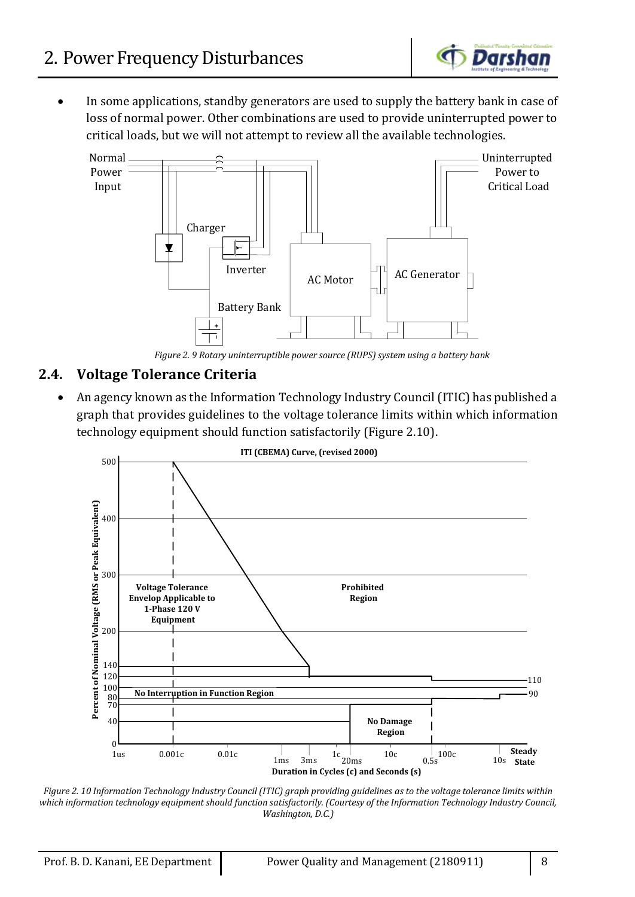- In some applications, standby generators are used to supply the battery bank in case of loss of normal power. Other combinations are used to provide uninterrupted power to critical loads, but we will not attempt to review all the available technologies.

*Figure 2. 9 Rotary uninterruptible power source (RUPS) system using a battery bank*

## 2.4. Voltage Tolerance Criteria

- An agency known as the Information Technology Industry Council (ITIC) has published a graph that provides guidelines to the voltage tolerance limits within which information technology equipment should function satisfactorily (Figure 2.10).

*Figure 2. 10 Information Technology Industry Council (ITIC) graph providing guidelines as to the voltage tolerance limits within which information technology equipment should function satisfactorily. (Courtesy of the Information Technology Industry Council, Washington, D.C.)*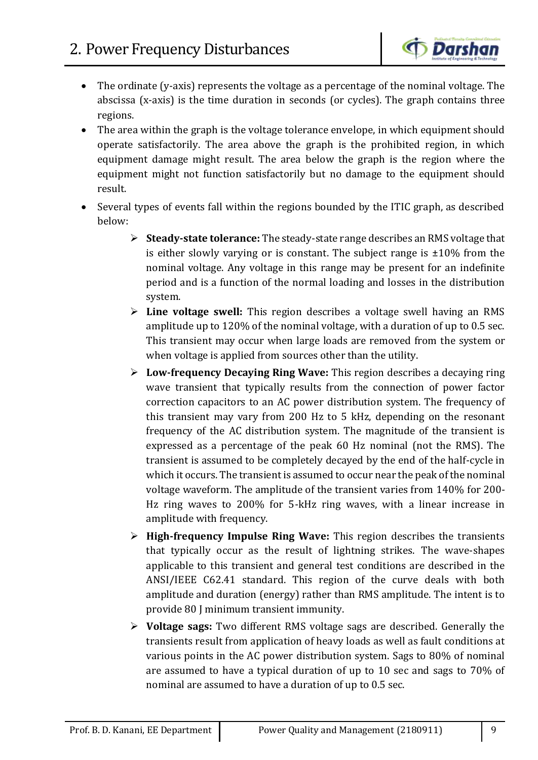- The ordinate (y-axis) represents the voltage as a percentage of the nominal voltage. The abscissa (x-axis) is the time duration in seconds (or cycles). The graph contains three regions.
- The area within the graph is the voltage tolerance envelope, in which equipment should operate satisfactorily. The area above the graph is the prohibited region, in which equipment damage might result. The area below the graph is the region where the equipment might not function satisfactorily but no damage to the equipment should result.
- Several types of events fall within the regions bounded by the ITIC graph, as described below:
  - **Steady-state tolerance:** The steady-state range describes an RMS voltage that is either slowly varying or is constant. The subject range is ±10% from the nominal voltage. Any voltage in this range may be present for an indefinite period and is a function of the normal loading and losses in the distribution system.
  - **Line voltage swell:** This region describes a voltage swell having an RMS amplitude up to 120% of the nominal voltage, with a duration of up to 0.5 sec. This transient may occur when large loads are removed from the system or when voltage is applied from sources other than the utility.
  - **Low-frequency Decaying Ring Wave:** This region describes a decaying ring wave transient that typically results from the connection of power factor correction capacitors to an AC power distribution system. The frequency of this transient may vary from 200 Hz to 5 kHz, depending on the resonant frequency of the AC distribution system. The magnitude of the transient is expressed as a percentage of the peak 60 Hz nominal (not the RMS). The transient is assumed to be completely decayed by the end of the half-cycle in which it occurs. The transient is assumed to occur near the peak of the nominal voltage waveform. The amplitude of the transient varies from 140% for 200-Hz ring waves to 200% for 5-kHz ring waves, with a linear increase in amplitude with frequency.
  - **High-frequency Impulse Ring Wave:** This region describes the transients that typically occur as the result of lightning strikes. The wave-shapes applicable to this transient and general test conditions are described in the ANSI/IEEE C62.41 standard. This region of the curve deals with both amplitude and duration (energy) rather than RMS amplitude. The intent is to provide 80 J minimum transient immunity.
  - **Voltage sags:** Two different RMS voltage sags are described. Generally the transients result from application of heavy loads as well as fault conditions at various points in the AC power distribution system. Sags to 80% of nominal are assumed to have a typical duration of up to 10 sec and sags to 70% of nominal are assumed to have a duration of up to 0.5 sec.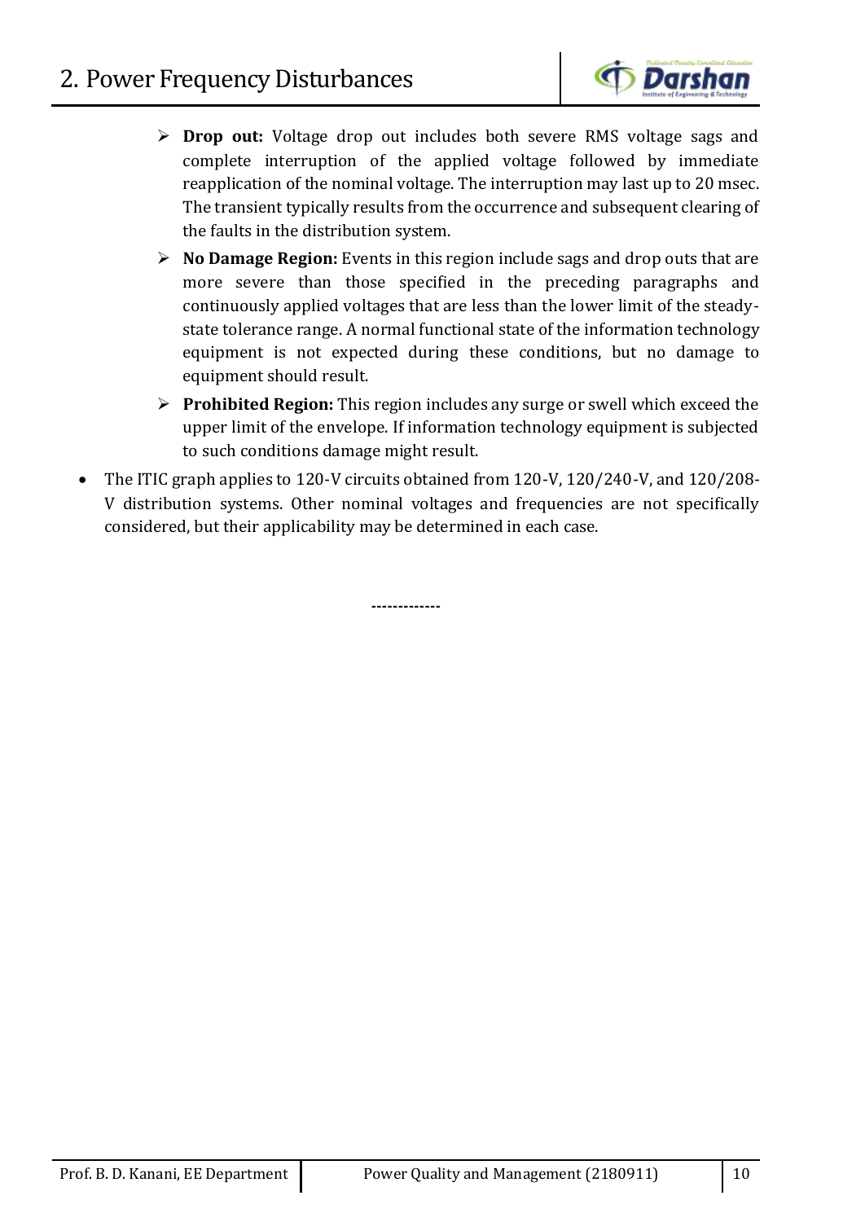- **Drop out:** Voltage drop out includes both severe RMS voltage sags and complete interruption of the applied voltage followed by immediate reapplication of the nominal voltage. The interruption may last up to 20 msec. The transient typically results from the occurrence and subsequent clearing of the faults in the distribution system.
- **No Damage Region:** Events in this region include sags and drop outs that are more severe than those specified in the preceding paragraphs and continuously applied voltages that are less than the lower limit of the steady-state tolerance range. A normal functional state of the information technology equipment is not expected during these conditions, but no damage to equipment should result.
- **Prohibited Region:** This region includes any surge or swell which exceed the upper limit of the envelope. If information technology equipment is subjected to such conditions damage might result.

- The ITIC graph applies to 120-V circuits obtained from 120-V, 120/240-V, and 120/208-V distribution systems. Other nominal voltages and frequencies are not specifically considered, but their applicability may be determined in each case.

-------------